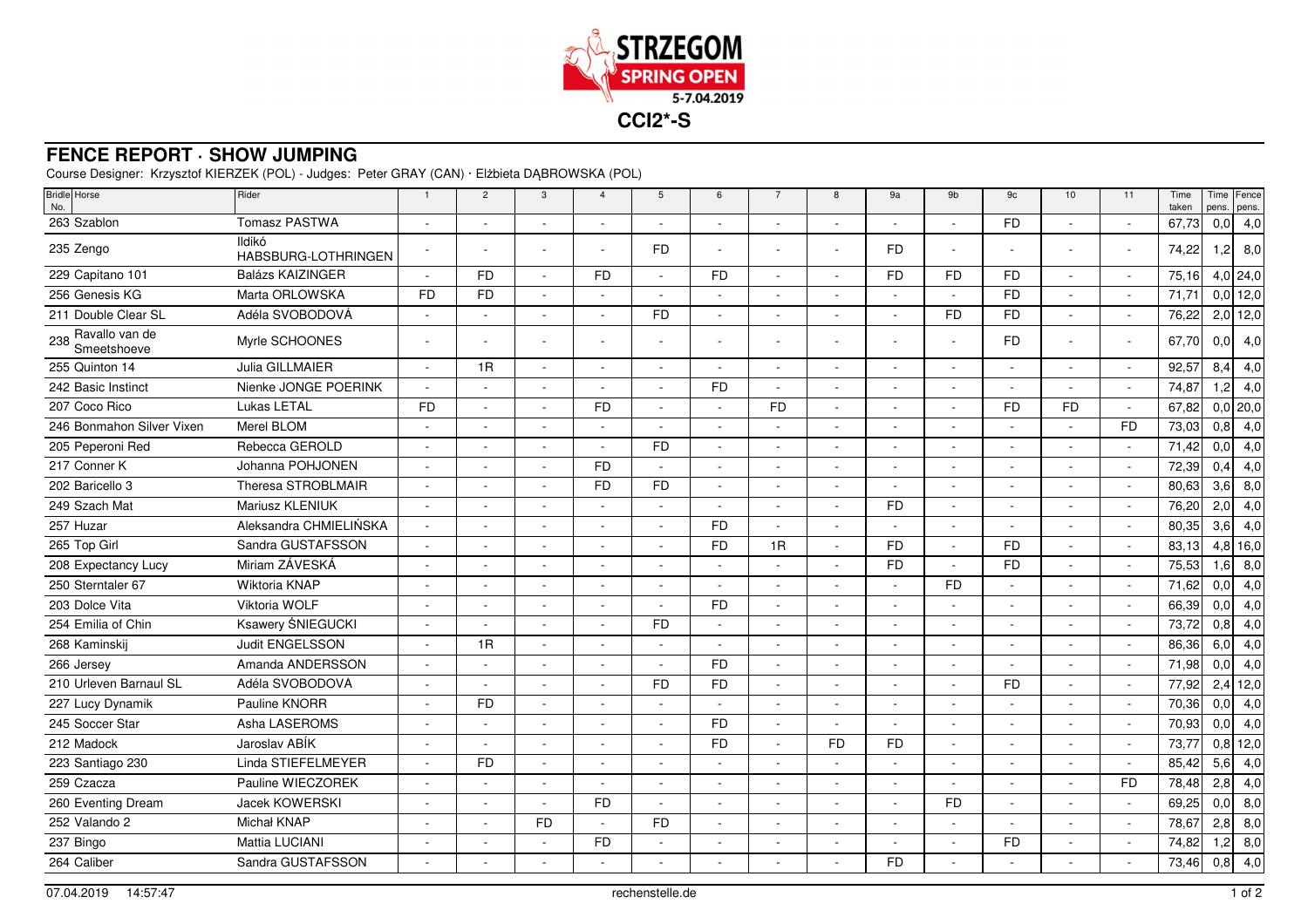STRZEGOM SPRING OPEN 5-7.04.2019

# CCI2*-S

## FENCE REPORT · SHOW JUMPING

Course Designer: Krzysztof KIERZEK (POL) - Judges: Peter GRAY (CAN) · Elżbieta DĄBROWSKA (POL)

| Bridle No. | Horse | Rider | 1 | 2 | 3 | 4 | 5 | 6 | 7 | 8 | 9a | 9b | 9c | 10 | 11 | Time taken | Time pens. | Fence pens. |
|---|---|---|---|---|---|---|---|---|---|---|---|---|---|---|---|---|---|---|
| 263 | Szablon | Tomasz PASTWA | - | - | - | - | - | - | - | - | - | - | FD | - | - | 67,73 | 0,0 | 4,0 |
| 235 | Zengo | Ildikó HABSBURG-LOTHRINGEN | - | - | - | - | FD | - | - | - | FD | - | - | - | - | 74,22 | 1,2 | 8,0 |
| 229 | Capitano 101 | Balázs KAIZINGER | - | FD | - | FD | - | FD | - | - | FD | FD | FD | - | - | 75,16 | 4,0 | 24,0 |
| 256 | Genesis KG | Marta ORLOWSKA | FD | FD | - | - | - | - | - | - | - | - | FD | - | - | 71,71 | 0,0 | 12,0 |
| 211 | Double Clear SL | Adéla SVOBODOVÁ | - | - | - | - | FD | - | - | - | - | FD | FD | - | - | 76,22 | 2,0 | 12,0 |
| 238 | Ravallo van de Smeetshoeve | Myrle SCHOONES | - | - | - | - | - | - | - | - | - | - | FD | - | - | 67,70 | 0,0 | 4,0 |
| 255 | Quinton 14 | Julia GILLMAIER | - | 1R | - | - | - | - | - | - | - | - | - | - | - | 92,57 | 8,4 | 4,0 |
| 242 | Basic Instinct | Nienke JONGE POERINK | - | - | - | - | - | FD | - | - | - | - | - | - | - | 74,87 | 1,2 | 4,0 |
| 207 | Coco Rico | Lukas LETAL | FD | - | - | FD | - | - | FD | - | - | - | FD | FD | - | 67,82 | 0,0 | 20,0 |
| 246 | Bonmahon Silver Vixen | Merel BLOM | - | - | - | - | - | - | - | - | - | - | - | - | FD | 73,03 | 0,8 | 4,0 |
| 205 | Peperoni Red | Rebecca GEROLD | - | - | - | - | FD | - | - | - | - | - | - | - | - | 71,42 | 0,0 | 4,0 |
| 217 | Conner K | Johanna POHJONEN | - | - | - | FD | - | - | - | - | - | - | - | - | - | 72,39 | 0,4 | 4,0 |
| 202 | Baricello 3 | Theresa STROBLMAIR | - | - | - | FD | FD | - | - | - | - | - | - | - | - | 80,63 | 3,6 | 8,0 |
| 249 | Szach Mat | Mariusz KLENIUK | - | - | - | - | - | - | - | - | FD | - | - | - | - | 76,20 | 2,0 | 4,0 |
| 257 | Huzar | Aleksandra CHMIELIŃSKA | - | - | - | - | - | FD | - | - | - | - | - | - | - | 80,35 | 3,6 | 4,0 |
| 265 | Top Girl | Sandra GUSTAFSSON | - | - | - | - | - | FD | 1R | - | FD | - | FD | - | - | 83,13 | 4,8 | 16,0 |
| 208 | Expectancy Lucy | Miriam ZÁVESKÁ | - | - | - | - | - | - | - | - | FD | - | FD | - | - | 75,53 | 1,6 | 8,0 |
| 250 | Sterntaler 67 | Wiktoria KNAP | - | - | - | - | - | - | - | - | - | FD | - | - | - | 71,62 | 0,0 | 4,0 |
| 203 | Dolce Vita | Viktoria WOLF | - | - | - | - | - | FD | - | - | - | - | - | - | - | 66,39 | 0,0 | 4,0 |
| 254 | Emilia of Chin | Ksawery ŚNIEGUCKI | - | - | - | - | FD | - | - | - | - | - | - | - | - | 73,72 | 0,8 | 4,0 |
| 268 | Kaminskij | Judit ENGELSSON | - | 1R | - | - | - | - | - | - | - | - | - | - | - | 86,36 | 6,0 | 4,0 |
| 266 | Jersey | Amanda ANDERSSON | - | - | - | - | - | FD | - | - | - | - | - | - | - | 71,98 | 0,0 | 4,0 |
| 210 | Urleven Barnaul SL | Adéla SVOBODOVÁ | - | - | - | - | FD | FD | - | - | - | - | FD | - | - | 77,92 | 2,4 | 12,0 |
| 227 | Lucy Dynamik | Pauline KNORR | - | FD | - | - | - | - | - | - | - | - | - | - | - | 70,36 | 0,0 | 4,0 |
| 245 | Soccer Star | Asha LASEROMS | - | - | - | - | - | FD | - | - | - | - | - | - | - | 70,93 | 0,0 | 4,0 |
| 212 | Madock | Jaroslav ABÍK | - | - | - | - | - | FD | - | FD | FD | - | - | - | - | 73,77 | 0,8 | 12,0 |
| 223 | Santiago 230 | Linda STIEFELMEYER | - | FD | - | - | - | - | - | - | - | - | - | - | - | 85,42 | 5,6 | 4,0 |
| 259 | Czacza | Pauline WIECZOREK | - | - | - | - | - | - | - | - | - | - | - | - | FD | 78,48 | 2,8 | 4,0 |
| 260 | Eventing Dream | Jacek KOWERSKI | - | - | - | FD | - | - | - | - | - | FD | - | - | - | 69,25 | 0,0 | 8,0 |
| 252 | Valando 2 | Michał KNAP | - | - | FD | - | FD | - | - | - | - | - | - | - | - | 78,67 | 2,8 | 8,0 |
| 237 | Bingo | Mattia LUCIANI | - | - | - | FD | - | - | - | - | - | - | FD | - | - | 74,82 | 1,2 | 8,0 |
| 264 | Caliber | Sandra GUSTAFSSON | - | - | - | - | - | - | - | - | FD | - | - | - | - | 73,46 | 0,8 | 4,0 |

07.04.2019 14:57:47 rechenstelle.de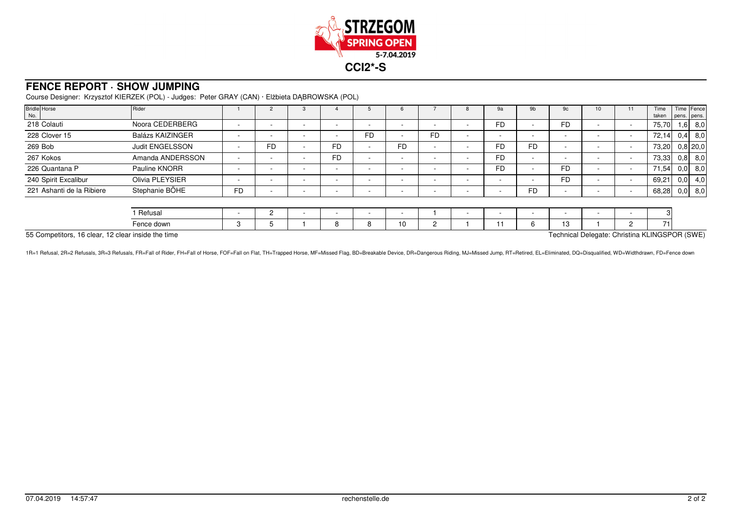STRZEGOM SPRING OPEN 5-7.04.2019

**CCI2\*-S**

## FENCE REPORT · SHOW JUMPING

Course Designer: Krzysztof KIERZEK (POL) - Judges: Peter GRAY (CAN) · Elżbieta DĄBROWSKA (POL)

| Bridle No. | Horse | Rider | 1 | 2 | 3 | 4 | 5 | 6 | 7 | 8 | 9a | 9b | 9c | 10 | 11 | Time taken | Time pens. | Fence pens. |
|---|---|---|---|---|---|---|---|---|---|---|---|---|---|---|---|---|---|---|
| 218 | Colauti | Noora CEDERBERG | - | - | - | - | - | - | - | - | FD | - | FD | - | - | 75,70 | 1,6 | 8,0 |
| 228 | Clover 15 | Balázs KAIZINGER | - | - | - | - | FD | - | FD | - | - | - | - | - | - | 72,14 | 0,4 | 8,0 |
| 269 | Bob | Judit ENGELSSON | - | FD | - | FD | - | FD | - | - | FD | FD | - | - | - | 73,20 | 0,8 | 20,0 |
| 267 | Kokos | Amanda ANDERSSON | - | - | - | FD | - | - | - | - | FD | - | - | - | - | 73,33 | 0,8 | 8,0 |
| 226 | Quantana P | Pauline KNORR | - | - | - | - | - | - | - | - | FD | - | FD | - | - | 71,54 | 0,0 | 8,0 |
| 240 | Spirit Excalibur | Olivia PLEYSIER | - | - | - | - | - | - | - | - | - | - | FD | - | - | 69,21 | 0,0 | 4,0 |
| 221 | Ashanti de la Ribiere | Stephanie BÖHE | FD | - | - | - | - | - | - | - | - | FD | - | - | - | 68,28 | 0,0 | 8,0 |
| | | 1 Refusal | - | 2 | - | - | - | - | 1 | - | - | - | - | - | - | 3 | | |
| | | Fence down | 3 | 5 | 1 | 8 | 8 | 10 | 2 | 1 | 11 | 6 | 13 | 1 | 2 | 71 | | |

55 Competitors, 16 clear, 12 clear inside the time

Technical Delegate: Christina KLINGSPOR (SWE)

1R=1 Refusal, 2R=2 Refusals, 3R=3 Refusals, FR=Fall of Rider, FH=Fall of Horse, FOF=Fall on Flat, TH=Trapped Horse, MF=Missed Flag, BD=Breakable Device, DR=Dangerous Riding, MJ=Missed Jump, RT=Retired, EL=Eliminated, DQ=Disqualified, WD=Widthdrawn, FD=Fence down

07.04.2019 14:57:47

rechenstelle.de